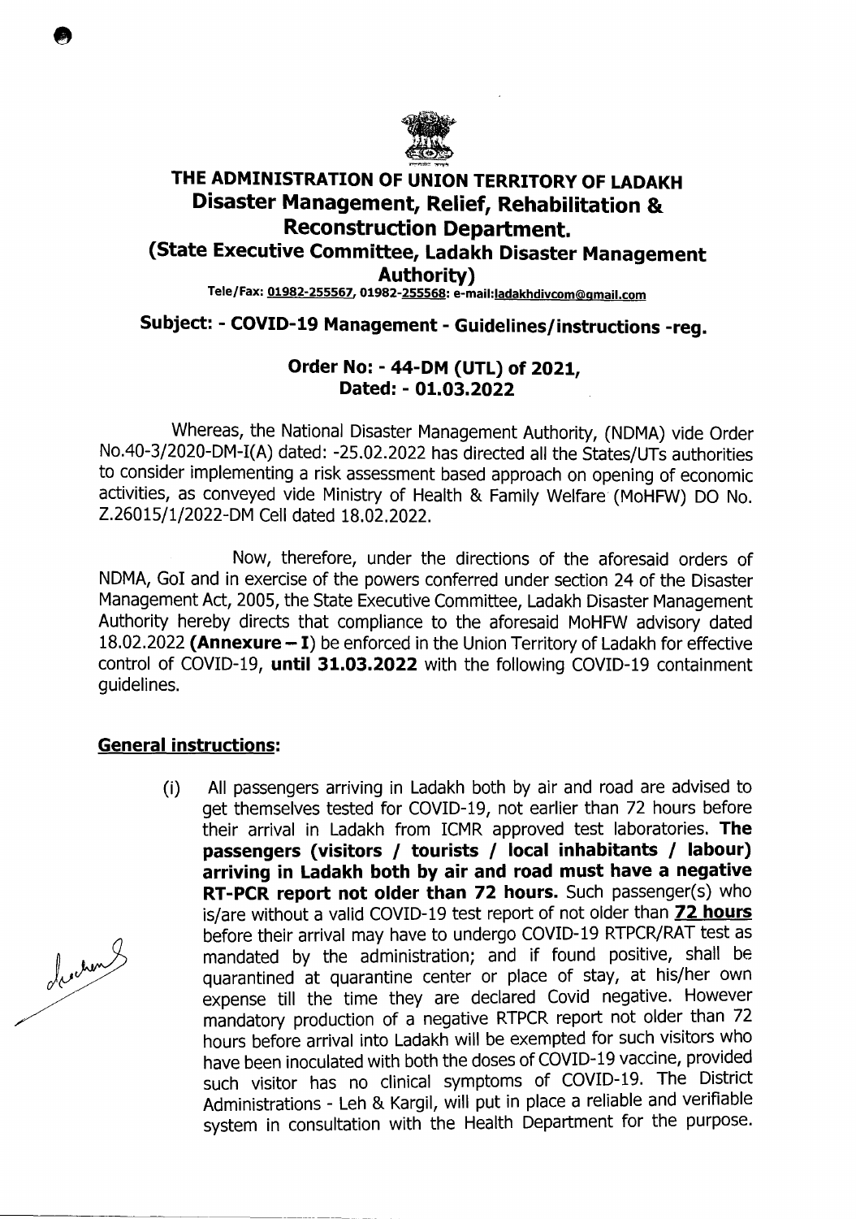# THE ADMINISTRATION OF UNION TERRITORY OF LADAKH

## Disaster Management, Relief, Rehabilitation & Reconstruction Department.

### (State Executive Committee, Ladakh Disaster Management Authority)

Tele/Fax: 01982-255567, 01982-255568: e-mail:ladakhdivcom@gmail.com

## Subject: - COVID-19 Management - Guidelines/instructions -reg.

**Order No: - 44-DM (UTL) of 2021,**
**Dated: - 01.03.2022**

Whereas, the National Disaster Management Authority, (NDMA) vide Order No.40-3/2020-DM-I(A) dated: -25.02.2022 has directed all the States/UTs authorities to consider implementing a risk assessment based approach on opening of economic activities, as conveyed vide Ministry of Health & Family Welfare (MoHFW) DO No. Z.26015/1/2022-DM Cell dated 18.02.2022.

Now, therefore, under the directions of the aforesaid orders of NDMA, GoI and in exercise of the powers conferred under section 24 of the Disaster Management Act, 2005, the State Executive Committee, Ladakh Disaster Management Authority hereby directs that compliance to the aforesaid MoHFW advisory dated 18.02.2022 **(Annexure – I)** be enforced in the Union Territory of Ladakh for effective control of COVID-19, **until 31.03.2022** with the following COVID-19 containment guidelines.

## General instructions:

(i) All passengers arriving in Ladakh both by air and road are advised to get themselves tested for COVID-19, not earlier than 72 hours before their arrival in Ladakh from ICMR approved test laboratories. **The passengers (visitors / tourists / local inhabitants / labour) arriving in Ladakh both by air and road must have a negative RT-PCR report not older than 72 hours.** Such passenger(s) who is/are without a valid COVID-19 test report of not older than **72 hours** before their arrival may have to undergo COVID-19 RTPCR/RAT test as mandated by the administration; and if found positive, shall be quarantined at quarantine center or place of stay, at his/her own expense till the time they are declared Covid negative. However mandatory production of a negative RTPCR report not older than 72 hours before arrival into Ladakh will be exempted for such visitors who have been inoculated with both the doses of COVID-19 vaccine, provided such visitor has no clinical symptoms of COVID-19. The District Administrations - Leh & Kargil, will put in place a reliable and verifiable system in consultation with the Health Department for the purpose.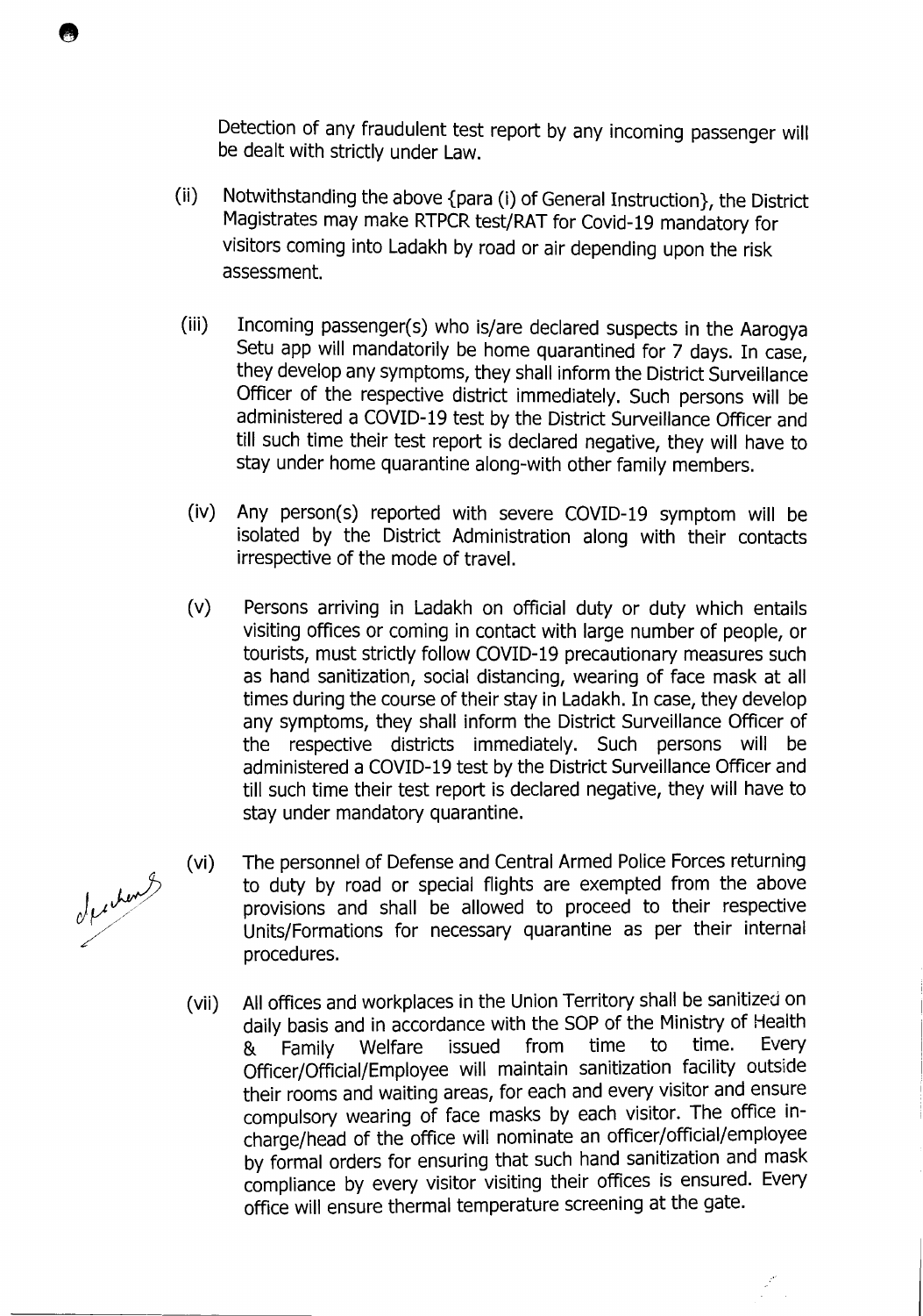Detection of any fraudulent test report by any incoming passenger will be dealt with strictly under Law.

(ii) Notwithstanding the above {para (i) of General Instruction}, the District Magistrates may make RTPCR test/RAT for Covid-19 mandatory for visitors coming into Ladakh by road or air depending upon the risk assessment.

(iii) Incoming passenger(s) who is/are declared suspects in the Aarogya Setu app will mandatorily be home quarantined for 7 days. In case, they develop any symptoms, they shall inform the District Surveillance Officer of the respective district immediately. Such persons will be administered a COVID-19 test by the District Surveillance Officer and till such time their test report is declared negative, they will have to stay under home quarantine along-with other family members.

(iv) Any person(s) reported with severe COVID-19 symptom will be isolated by the District Administration along with their contacts irrespective of the mode of travel.

(v) Persons arriving in Ladakh on official duty or duty which entails visiting offices or coming in contact with large number of people, or tourists, must strictly follow COVID-19 precautionary measures such as hand sanitization, social distancing, wearing of face mask at all times during the course of their stay in Ladakh. In case, they develop any symptoms, they shall inform the District Surveillance Officer of the respective districts immediately. Such persons will be administered a COVID-19 test by the District Surveillance Officer and till such time their test report is declared negative, they will have to stay under mandatory quarantine.

(vi) The personnel of Defense and Central Armed Police Forces returning to duty by road or special flights are exempted from the above provisions and shall be allowed to proceed to their respective Units/Formations for necessary quarantine as per their internal procedures.

(vii) All offices and workplaces in the Union Territory shall be sanitized on daily basis and in accordance with the SOP of the Ministry of Health & Family Welfare issued from time to time. Every Officer/Official/Employee will maintain sanitization facility outside their rooms and waiting areas, for each and every visitor and ensure compulsory wearing of face masks by each visitor. The office in-charge/head of the office will nominate an officer/official/employee by formal orders for ensuring that such hand sanitization and mask compliance by every visitor visiting their offices is ensured. Every office will ensure thermal temperature screening at the gate.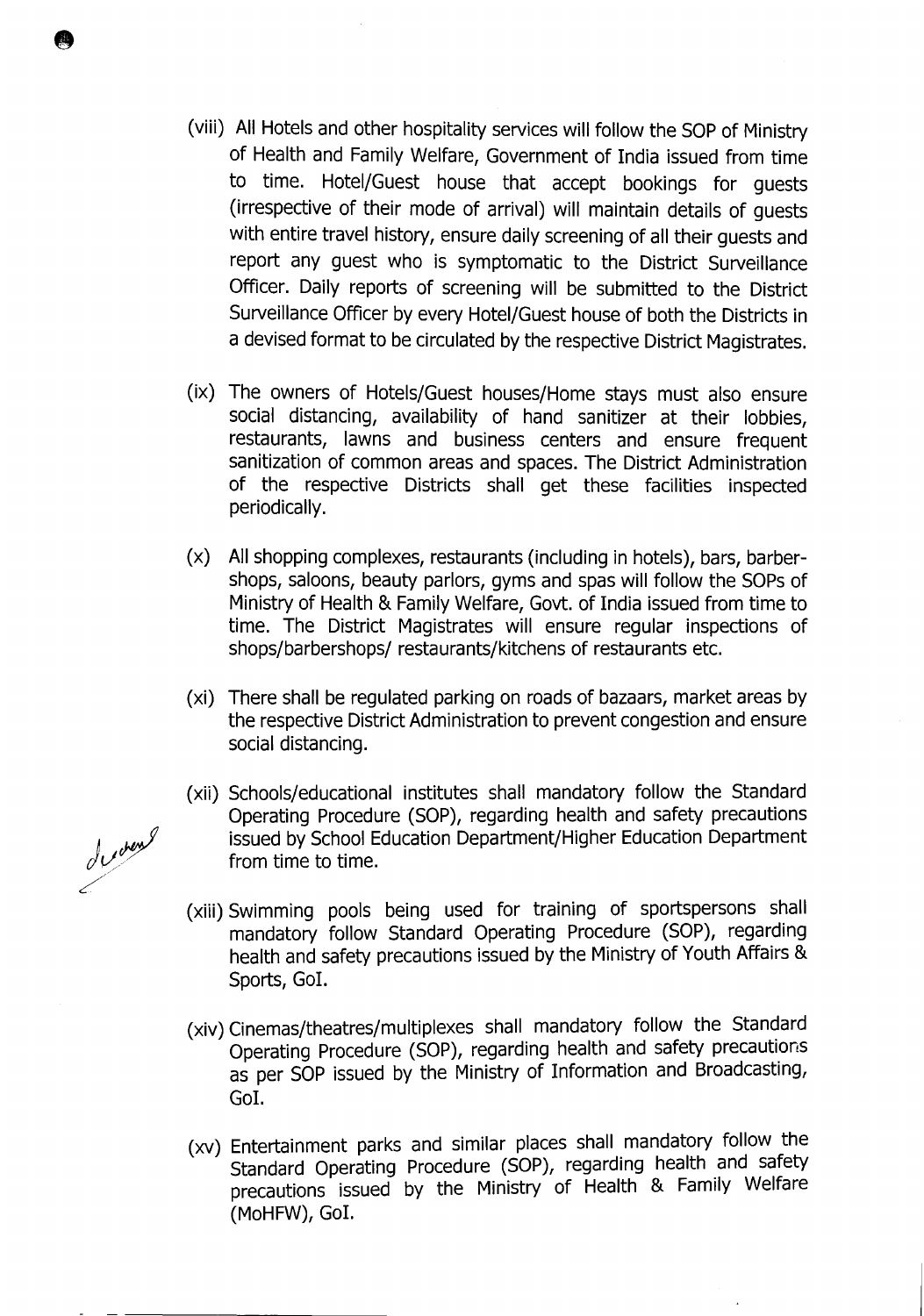(viii) All Hotels and other hospitality services will follow the SOP of Ministry of Health and Family Welfare, Government of India issued from time to time. Hotel/Guest house that accept bookings for guests (irrespective of their mode of arrival) will maintain details of guests with entire travel history, ensure daily screening of all their guests and report any guest who is symptomatic to the District Surveillance Officer. Daily reports of screening will be submitted to the District Surveillance Officer by every Hotel/Guest house of both the Districts in a devised format to be circulated by the respective District Magistrates.

(ix) The owners of Hotels/Guest houses/Home stays must also ensure social distancing, availability of hand sanitizer at their lobbies, restaurants, lawns and business centers and ensure frequent sanitization of common areas and spaces. The District Administration of the respective Districts shall get these facilities inspected periodically.

(x) All shopping complexes, restaurants (including in hotels), bars, barber-shops, saloons, beauty parlors, gyms and spas will follow the SOPs of Ministry of Health & Family Welfare, Govt. of India issued from time to time. The District Magistrates will ensure regular inspections of shops/barbershops/ restaurants/kitchens of restaurants etc.

(xi) There shall be regulated parking on roads of bazaars, market areas by the respective District Administration to prevent congestion and ensure social distancing.

(xii) Schools/educational institutes shall mandatory follow the Standard Operating Procedure (SOP), regarding health and safety precautions issued by School Education Department/Higher Education Department from time to time.

(xiii) Swimming pools being used for training of sportspersons shall mandatory follow Standard Operating Procedure (SOP), regarding health and safety precautions issued by the Ministry of Youth Affairs & Sports, GoI.

(xiv) Cinemas/theatres/multiplexes shall mandatory follow the Standard Operating Procedure (SOP), regarding health and safety precautions as per SOP issued by the Ministry of Information and Broadcasting, GoI.

(xv) Entertainment parks and similar places shall mandatory follow the Standard Operating Procedure (SOP), regarding health and safety precautions issued by the Ministry of Health & Family Welfare (MoHFW), GoI.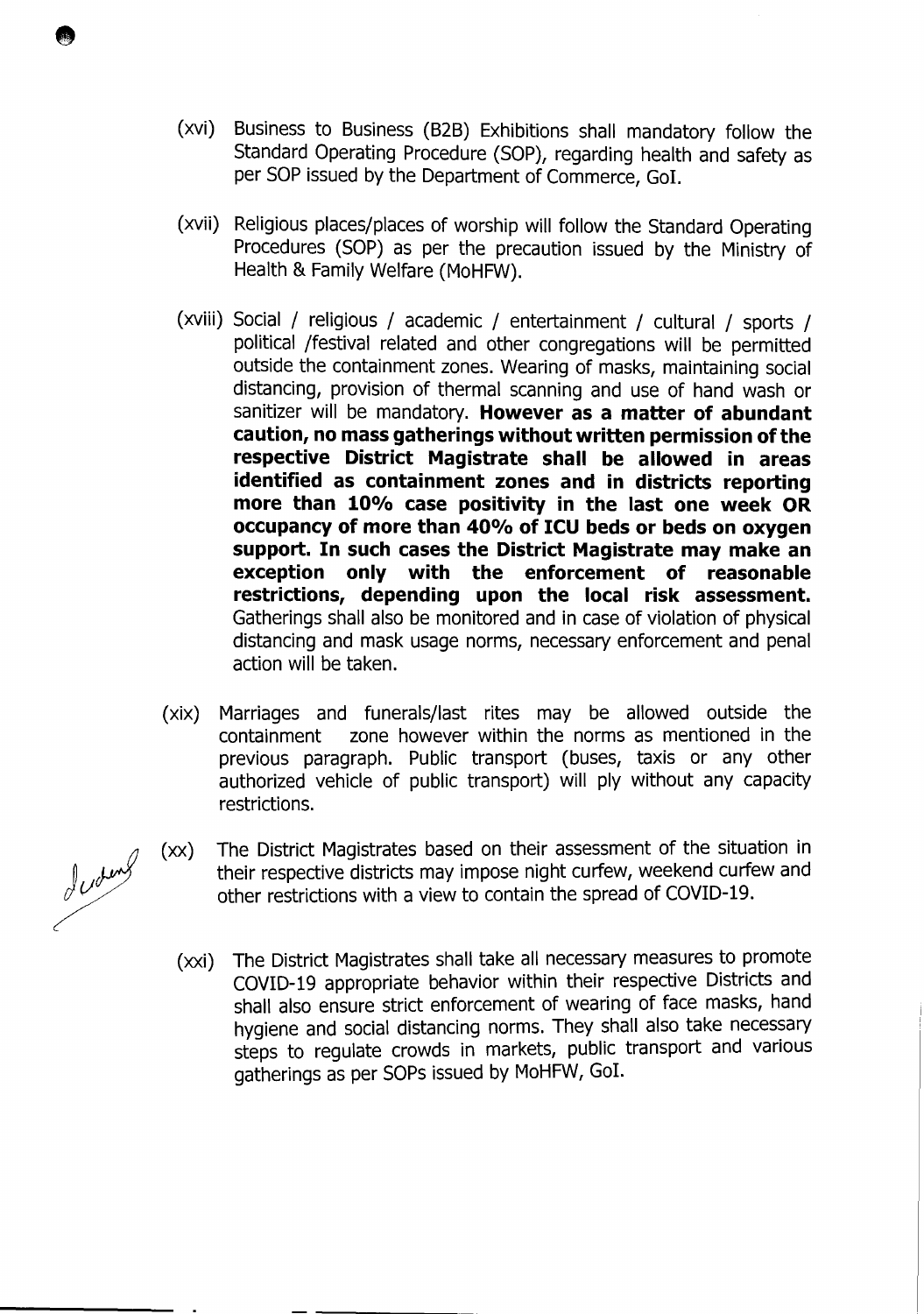(xvi) Business to Business (B2B) Exhibitions shall mandatory follow the Standard Operating Procedure (SOP), regarding health and safety as per SOP issued by the Department of Commerce, GoI.

(xvii) Religious places/places of worship will follow the Standard Operating Procedures (SOP) as per the precaution issued by the Ministry of Health & Family Welfare (MoHFW).

(xviii) Social / religious / academic / entertainment / cultural / sports / political /festival related and other congregations will be permitted outside the containment zones. Wearing of masks, maintaining social distancing, provision of thermal scanning and use of hand wash or sanitizer will be mandatory. **However as a matter of abundant caution, no mass gatherings without written permission of the respective District Magistrate shall be allowed in areas identified as containment zones and in districts reporting more than 10% case positivity in the last one week OR occupancy of more than 40% of ICU beds or beds on oxygen support. In such cases the District Magistrate may make an exception only with the enforcement of reasonable restrictions, depending upon the local risk assessment.** Gatherings shall also be monitored and in case of violation of physical distancing and mask usage norms, necessary enforcement and penal action will be taken.

(xix) Marriages and funerals/last rites may be allowed outside the containment zone however within the norms as mentioned in the previous paragraph. Public transport (buses, taxis or any other authorized vehicle of public transport) will ply without any capacity restrictions.

(xx) The District Magistrates based on their assessment of the situation in their respective districts may impose night curfew, weekend curfew and other restrictions with a view to contain the spread of COVID-19.

(xxi) The District Magistrates shall take all necessary measures to promote COVID-19 appropriate behavior within their respective Districts and shall also ensure strict enforcement of wearing of face masks, hand hygiene and social distancing norms. They shall also take necessary steps to regulate crowds in markets, public transport and various gatherings as per SOPs issued by MoHFW, GoI.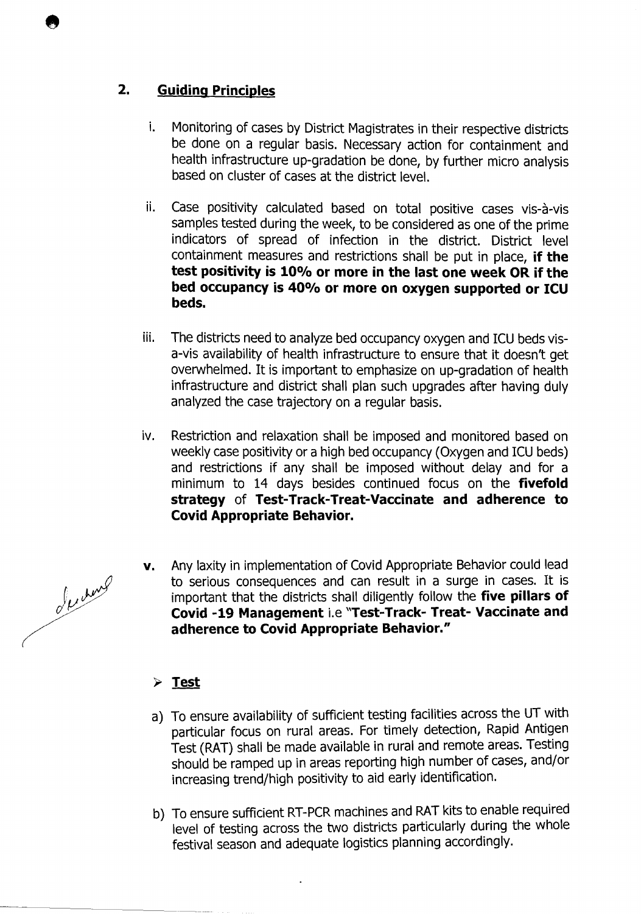## 2. Guiding Principles

i. Monitoring of cases by District Magistrates in their respective districts be done on a regular basis. Necessary action for containment and health infrastructure up-gradation be done, by further micro analysis based on cluster of cases at the district level.

ii. Case positivity calculated based on total positive cases vis-à-vis samples tested during the week, to be considered as one of the prime indicators of spread of infection in the district. District level containment measures and restrictions shall be put in place, **if the test positivity is 10% or more in the last one week OR if the bed occupancy is 40% or more on oxygen supported or ICU beds.**

iii. The districts need to analyze bed occupancy oxygen and ICU beds vis-a-vis availability of health infrastructure to ensure that it doesn't get overwhelmed. It is important to emphasize on up-gradation of health infrastructure and district shall plan such upgrades after having duly analyzed the case trajectory on a regular basis.

iv. Restriction and relaxation shall be imposed and monitored based on weekly case positivity or a high bed occupancy (Oxygen and ICU beds) and restrictions if any shall be imposed without delay and for a minimum to 14 days besides continued focus on the **fivefold strategy** of **Test-Track-Treat-Vaccinate and adherence to Covid Appropriate Behavior.**

**v.** Any laxity in implementation of Covid Appropriate Behavior could lead to serious consequences and can result in a surge in cases. It is important that the districts shall diligently follow the **five pillars of Covid -19 Management** i.e **"Test-Track- Treat- Vaccinate and adherence to Covid Appropriate Behavior."**

- **Test**

a) To ensure availability of sufficient testing facilities across the UT with particular focus on rural areas. For timely detection, Rapid Antigen Test (RAT) shall be made available in rural and remote areas. Testing should be ramped up in areas reporting high number of cases, and/or increasing trend/high positivity to aid early identification.

b) To ensure sufficient RT-PCR machines and RAT kits to enable required level of testing across the two districts particularly during the whole festival season and adequate logistics planning accordingly.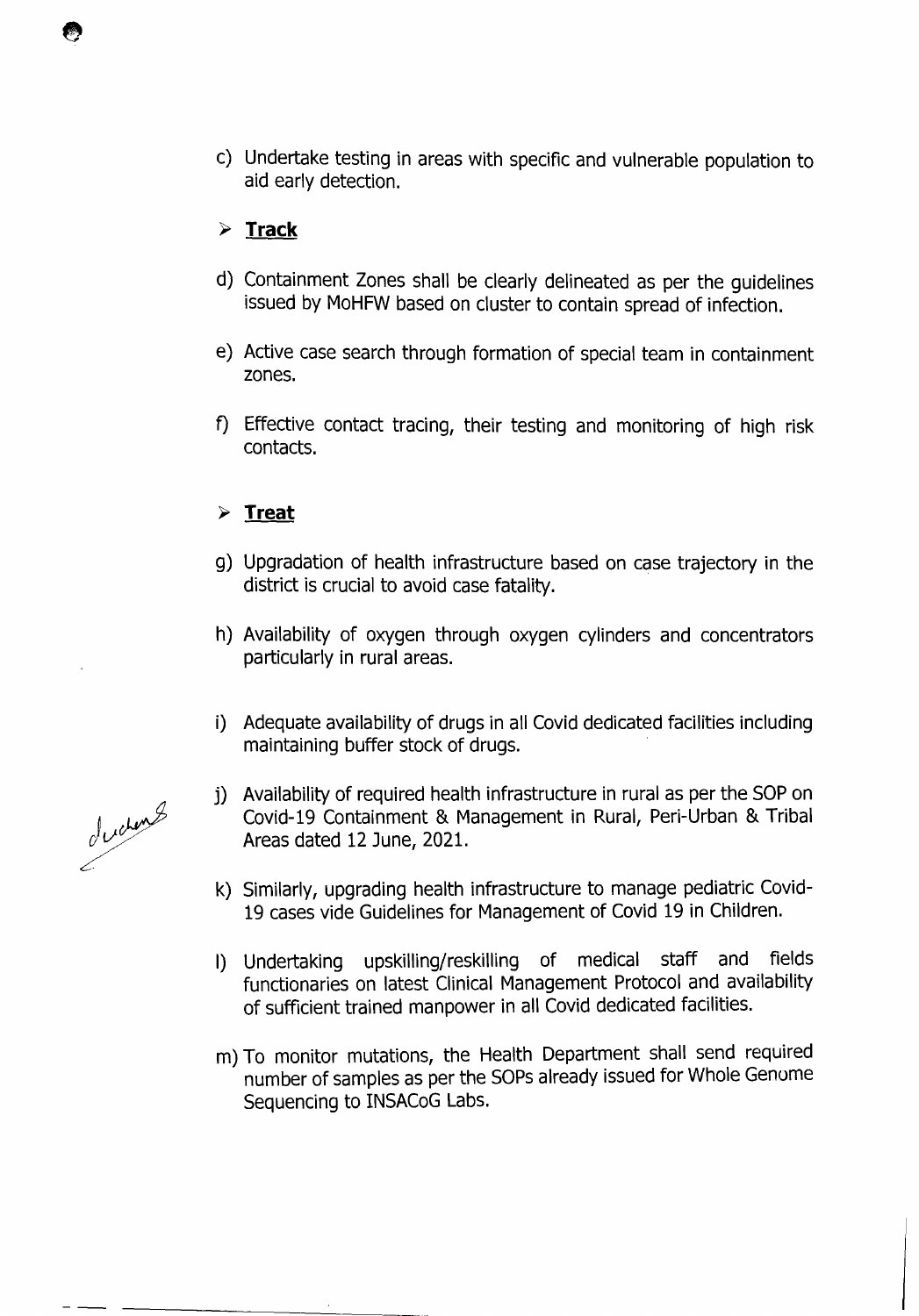c) Undertake testing in areas with specific and vulnerable population to aid early detection.

- **Track**

d) Containment Zones shall be clearly delineated as per the guidelines issued by MoHFW based on cluster to contain spread of infection.

e) Active case search through formation of special team in containment zones.

f) Effective contact tracing, their testing and monitoring of high risk contacts.

- **Treat**

g) Upgradation of health infrastructure based on case trajectory in the district is crucial to avoid case fatality.

h) Availability of oxygen through oxygen cylinders and concentrators particularly in rural areas.

i) Adequate availability of drugs in all Covid dedicated facilities including maintaining buffer stock of drugs.

j) Availability of required health infrastructure in rural as per the SOP on Covid-19 Containment & Management in Rural, Peri-Urban & Tribal Areas dated 12 June, 2021.

k) Similarly, upgrading health infrastructure to manage pediatric Covid-19 cases vide Guidelines for Management of Covid 19 in Children.

l) Undertaking upskilling/reskilling of medical staff and fields functionaries on latest Clinical Management Protocol and availability of sufficient trained manpower in all Covid dedicated facilities.

m) To monitor mutations, the Health Department shall send required number of samples as per the SOPs already issued for Whole Genome Sequencing to INSACoG Labs.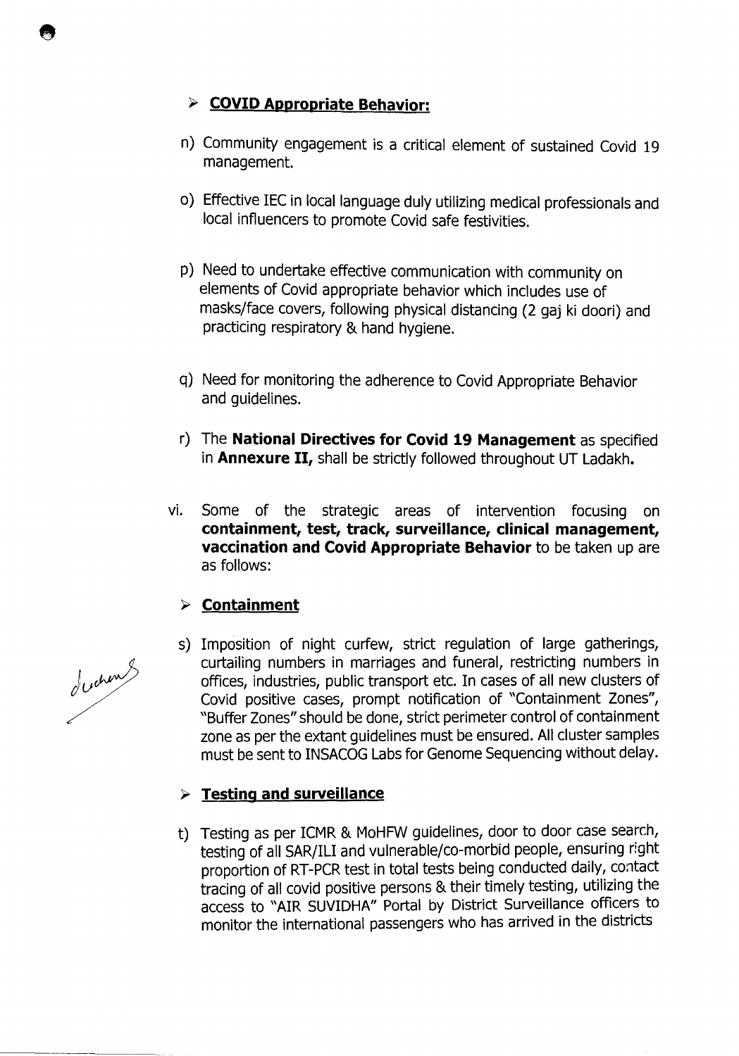- **COVID Appropriate Behavior:**

n) Community engagement is a critical element of sustained Covid 19 management.

o) Effective IEC in local language duly utilizing medical professionals and local influencers to promote Covid safe festivities.

p) Need to undertake effective communication with community on elements of Covid appropriate behavior which includes use of masks/face covers, following physical distancing (2 gaj ki doori) and practicing respiratory & hand hygiene.

q) Need for monitoring the adherence to Covid Appropriate Behavior and guidelines.

r) The **National Directives for Covid 19 Management** as specified in **Annexure II,** shall be strictly followed throughout UT Ladakh**.**

vi. Some of the strategic areas of intervention focusing on **containment, test, track, surveillance, clinical management, vaccination and Covid Appropriate Behavior** to be taken up are as follows:

- **Containment**

s) Imposition of night curfew, strict regulation of large gatherings, curtailing numbers in marriages and funeral, restricting numbers in offices, industries, public transport etc. In cases of all new clusters of Covid positive cases, prompt notification of "Containment Zones", "Buffer Zones" should be done, strict perimeter control of containment zone as per the extant guidelines must be ensured. All cluster samples must be sent to INSACOG Labs for Genome Sequencing without delay.

- **Testing and surveillance**

t) Testing as per ICMR & MoHFW guidelines, door to door case search, testing of all SAR/ILI and vulnerable/co-morbid people, ensuring right proportion of RT-PCR test in total tests being conducted daily, contact tracing of all covid positive persons & their timely testing, utilizing the access to "AIR SUVIDHA" Portal by District Surveillance officers to monitor the international passengers who has arrived in the districts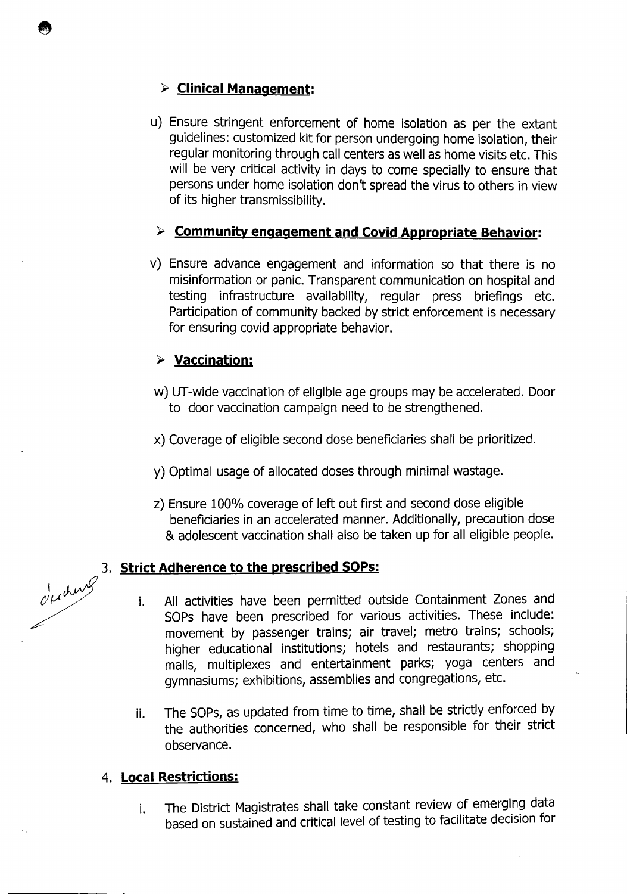- **Clinical Management:**

u) Ensure stringent enforcement of home isolation as per the extant guidelines: customized kit for person undergoing home isolation, their regular monitoring through call centers as well as home visits etc. This will be very critical activity in days to come specially to ensure that persons under home isolation don't spread the virus to others in view of its higher transmissibility.

- **Community engagement and Covid Appropriate Behavior:**

v) Ensure advance engagement and information so that there is no misinformation or panic. Transparent communication on hospital and testing infrastructure availability, regular press briefings etc. Participation of community backed by strict enforcement is necessary for ensuring covid appropriate behavior.

- **Vaccination:**

w) UT-wide vaccination of eligible age groups may be accelerated. Door to door vaccination campaign need to be strengthened.

x) Coverage of eligible second dose beneficiaries shall be prioritized.

y) Optimal usage of allocated doses through minimal wastage.

z) Ensure 100% coverage of left out first and second dose eligible beneficiaries in an accelerated manner. Additionally, precaution dose & adolescent vaccination shall also be taken up for all eligible people.

3. **Strict Adherence to the prescribed SOPs:**

   i. All activities have been permitted outside Containment Zones and SOPs have been prescribed for various activities. These include: movement by passenger trains; air travel; metro trains; schools; higher educational institutions; hotels and restaurants; shopping malls, multiplexes and entertainment parks; yoga centers and gymnasiums; exhibitions, assemblies and congregations, etc.

   ii. The SOPs, as updated from time to time, shall be strictly enforced by the authorities concerned, who shall be responsible for their strict observance.

4. **Local Restrictions:**

   i. The District Magistrates shall take constant review of emerging data based on sustained and critical level of testing to facilitate decision for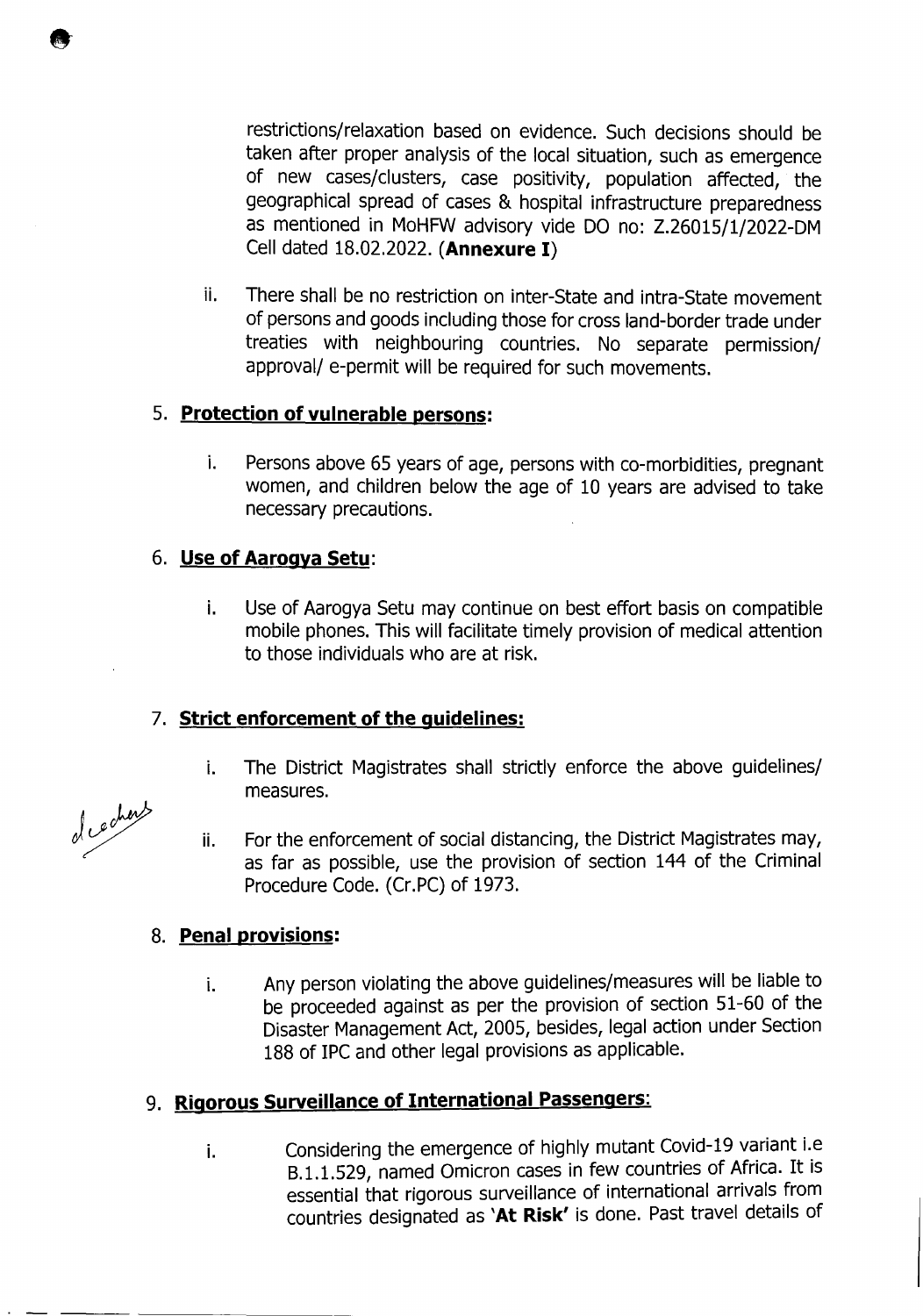restrictions/relaxation based on evidence. Such decisions should be taken after proper analysis of the local situation, such as emergence of new cases/clusters, case positivity, population affected, the geographical spread of cases & hospital infrastructure preparedness as mentioned in MoHFW advisory vide DO no: Z.26015/1/2022-DM Cell dated 18.02.2022. (**Annexure I**)

ii. There shall be no restriction on inter-State and intra-State movement of persons and goods including those for cross land-border trade under treaties with neighbouring countries. No separate permission/ approval/ e-permit will be required for such movements.

5. **Protection of vulnerable persons:**

   i. Persons above 65 years of age, persons with co-morbidities, pregnant women, and children below the age of 10 years are advised to take necessary precautions.

6. **Use of Aarogya Setu**:

   i. Use of Aarogya Setu may continue on best effort basis on compatible mobile phones. This will facilitate timely provision of medical attention to those individuals who are at risk.

7. **Strict enforcement of the guidelines:**

   i. The District Magistrates shall strictly enforce the above guidelines/ measures.

   ii. For the enforcement of social distancing, the District Magistrates may, as far as possible, use the provision of section 144 of the Criminal Procedure Code. (Cr.PC) of 1973.

8. **Penal provisions:**

   i. Any person violating the above guidelines/measures will be liable to be proceeded against as per the provision of section 51-60 of the Disaster Management Act, 2005, besides, legal action under Section 188 of IPC and other legal provisions as applicable.

9. **Rigorous Surveillance of International Passengers**:

   i. Considering the emergence of highly mutant Covid-19 variant i.e B.1.1.529, named Omicron cases in few countries of Africa. It is essential that rigorous surveillance of international arrivals from countries designated as '**At Risk**' is done. Past travel details of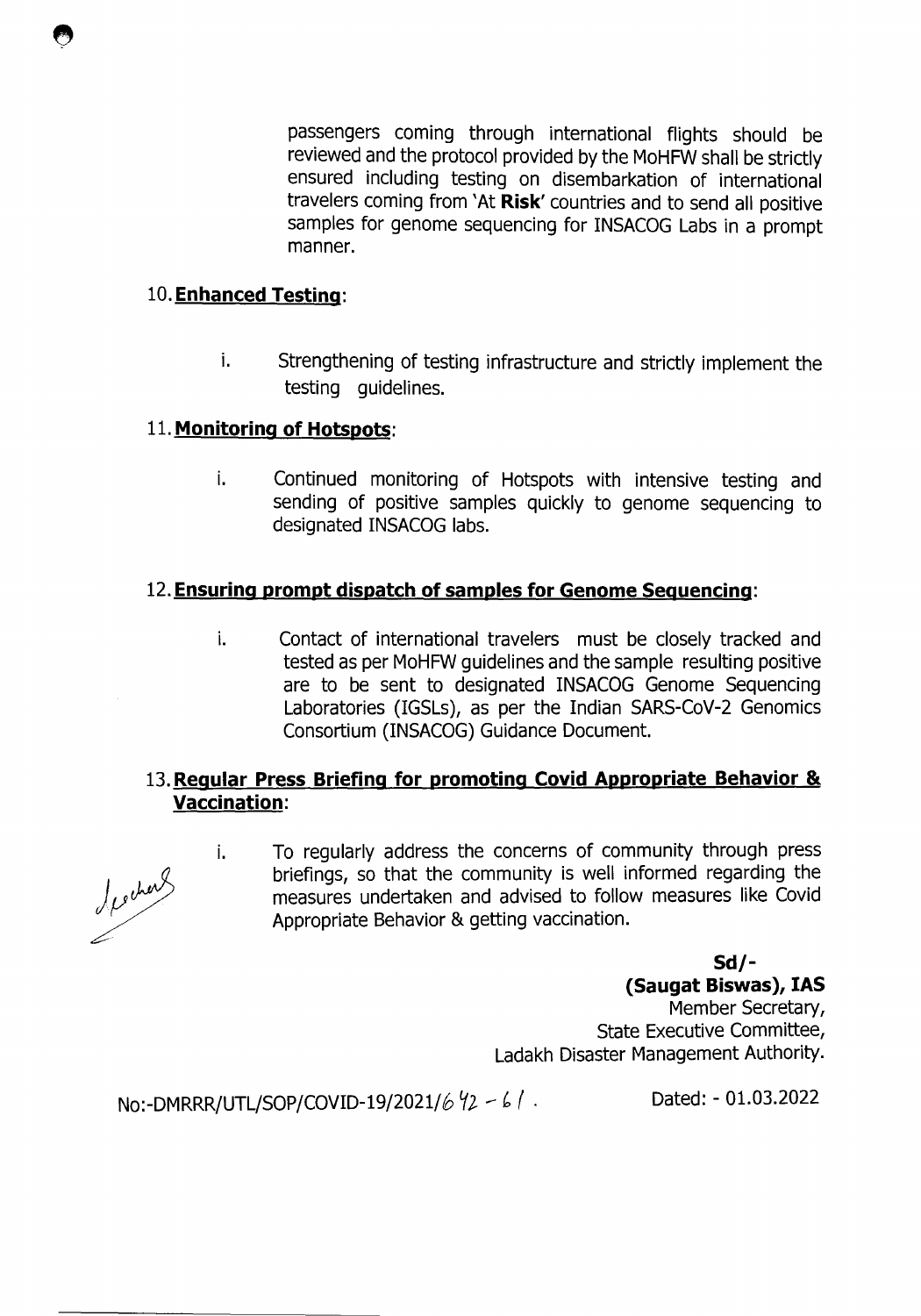passengers coming through international flights should be reviewed and the protocol provided by the MoHFW shall be strictly ensured including testing on disembarkation of international travelers coming from 'At **Risk**' countries and to send all positive samples for genome sequencing for INSACOG Labs in a prompt manner.

## 10. **Enhanced Testing**:

i. Strengthening of testing infrastructure and strictly implement the testing guidelines.

## 11. **Monitoring of Hotspots**:

i. Continued monitoring of Hotspots with intensive testing and sending of positive samples quickly to genome sequencing to designated INSACOG labs.

## 12. **Ensuring prompt dispatch of samples for Genome Sequencing**:

i. Contact of international travelers must be closely tracked and tested as per MoHFW guidelines and the sample resulting positive are to be sent to designated INSACOG Genome Sequencing Laboratories (IGSLs), as per the Indian SARS-CoV-2 Genomics Consortium (INSACOG) Guidance Document.

## 13. **Regular Press Briefing for promoting Covid Appropriate Behavior & Vaccination**:

i. To regularly address the concerns of community through press briefings, so that the community is well informed regarding the measures undertaken and advised to follow measures like Covid Appropriate Behavior & getting vaccination.

**Sd/-**
**(Saugat Biswas), IAS**
Member Secretary,
State Executive Committee,
Ladakh Disaster Management Authority.

No:-DMRRR/UTL/SOP/COVID-19/2021/642 - 61.

Dated: - 01.03.2022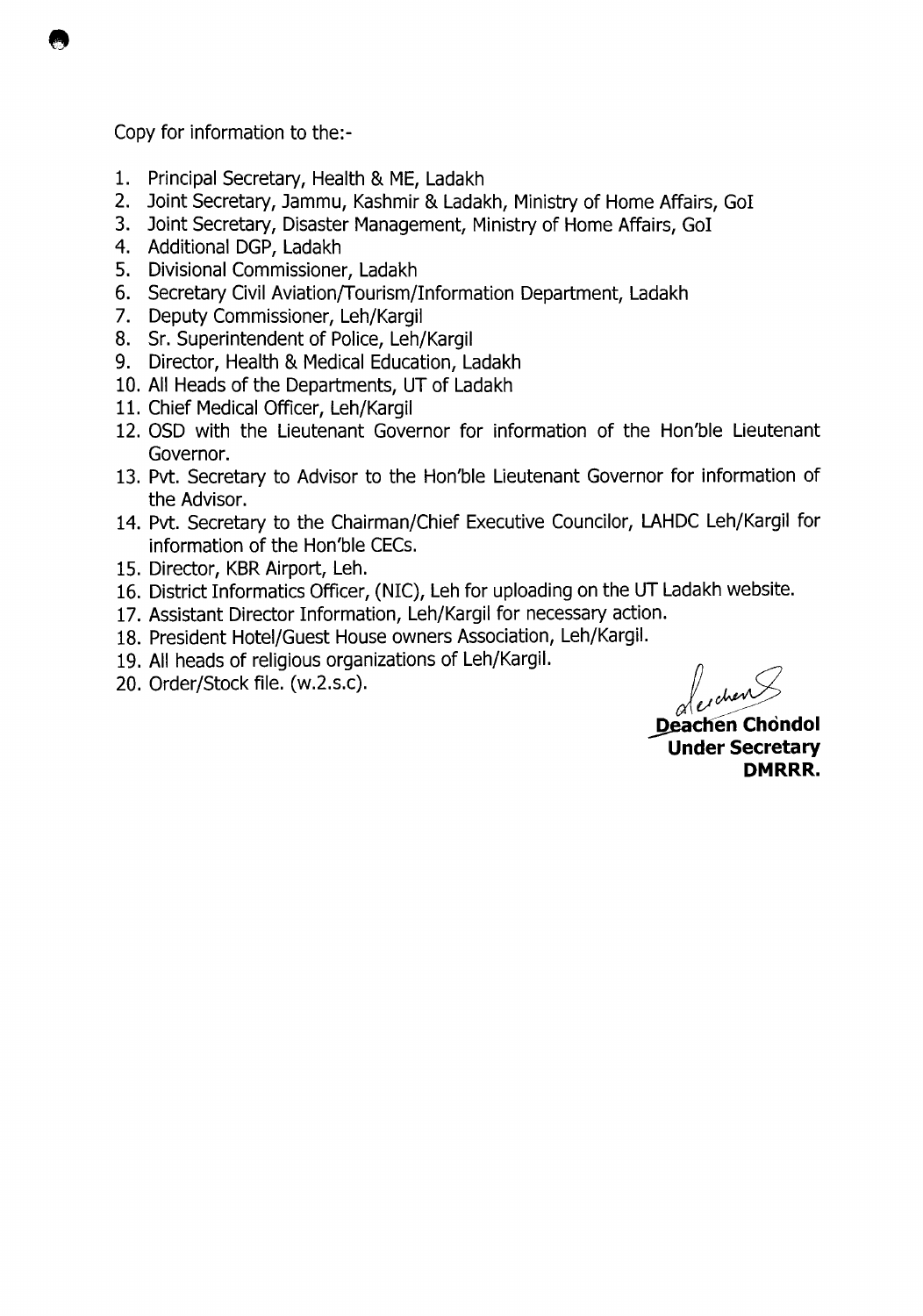Copy for information to the:-

1. Principal Secretary, Health & ME, Ladakh
2. Joint Secretary, Jammu, Kashmir & Ladakh, Ministry of Home Affairs, GoI
3. Joint Secretary, Disaster Management, Ministry of Home Affairs, GoI
4. Additional DGP, Ladakh
5. Divisional Commissioner, Ladakh
6. Secretary Civil Aviation/Tourism/Information Department, Ladakh
7. Deputy Commissioner, Leh/Kargil
8. Sr. Superintendent of Police, Leh/Kargil
9. Director, Health & Medical Education, Ladakh
10. All Heads of the Departments, UT of Ladakh
11. Chief Medical Officer, Leh/Kargil
12. OSD with the Lieutenant Governor for information of the Hon'ble Lieutenant Governor.
13. Pvt. Secretary to Advisor to the Hon'ble Lieutenant Governor for information of the Advisor.
14. Pvt. Secretary to the Chairman/Chief Executive Councilor, LAHDC Leh/Kargil for information of the Hon'ble CECs.
15. Director, KBR Airport, Leh.
16. District Informatics Officer, (NIC), Leh for uploading on the UT Ladakh website.
17. Assistant Director Information, Leh/Kargil for necessary action.
18. President Hotel/Guest House owners Association, Leh/Kargil.
19. All heads of religious organizations of Leh/Kargil.
20. Order/Stock file. (w.2.s.c).

**Deachen Chondol**
**Under Secretary**
**DMRRR.**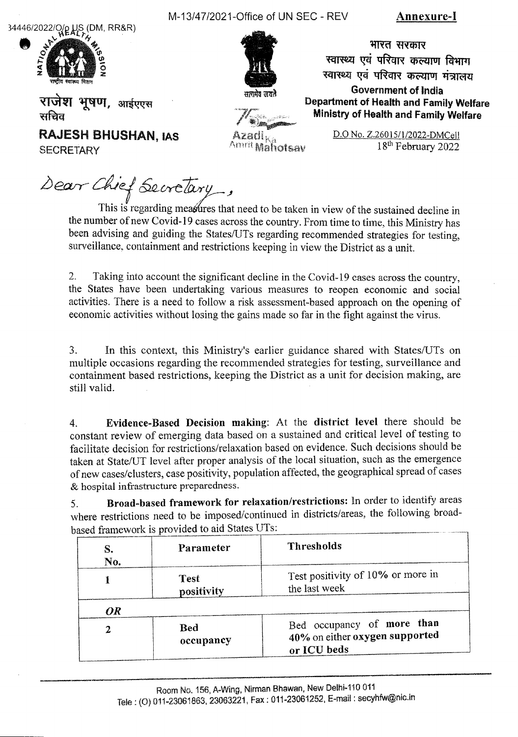M-13/47/2021-Office of UN SEC - REV

**Annexure-I**

34446/2022/O/o US (DM, RR&R)

राजेश भूषण, आईएएस
सचिव

**RAJESH BHUSHAN, IAS**
SECRETARY

भारत सरकार
स्वास्थ्य एवं परिवार कल्याण विभाग
स्वास्थ्य एवं परिवार कल्याण मंत्रालय
**Government of India**
**Department of Health and Family Welfare**
**Ministry of Health and Family Welfare**

D.O No. Z.26015/1/2022-DMCell
18th February 2022

Dear Chief Secretary,

This is regarding measures that need to be taken in view of the sustained decline in the number of new Covid-19 cases across the country. From time to time, this Ministry has been advising and guiding the States/UTs regarding recommended strategies for testing, surveillance, containment and restrictions keeping in view the District as a unit.

2. Taking into account the significant decline in the Covid-19 cases across the country, the States have been undertaking various measures to reopen economic and social activities. There is a need to follow a risk assessment-based approach on the opening of economic activities without losing the gains made so far in the fight against the virus.

3. In this context, this Ministry's earlier guidance shared with States/UTs on multiple occasions regarding the recommended strategies for testing, surveillance and containment based restrictions, keeping the District as a unit for decision making, are still valid.

4. **Evidence-Based Decision making**: At the **district level** there should be constant review of emerging data based on a sustained and critical level of testing to facilitate decision for restrictions/relaxation based on evidence. Such decisions should be taken at State/UT level after proper analysis of the local situation, such as the emergence of new cases/clusters, case positivity, population affected, the geographical spread of cases & hospital infrastructure preparedness.

5. **Broad-based framework for relaxation/restrictions:** In order to identify areas where restrictions need to be imposed/continued in districts/areas, the following broad-based framework is provided to aid States UTs:

| S. No. | Parameter | Thresholds |
|---|---|---|
| 1 | Test positivity | Test positivity of 10% or more in the last week |
| *OR* | | |
| 2 | Bed occupancy | Bed occupancy of **more than 40%** on either **oxygen supported or ICU beds** |

Room No. 156, A-Wing, Nirman Bhawan, New Delhi-110 011
Tele : (O) 011-23061863, 23063221, Fax : 011-23061252, E-mail : secyhfw@nic.in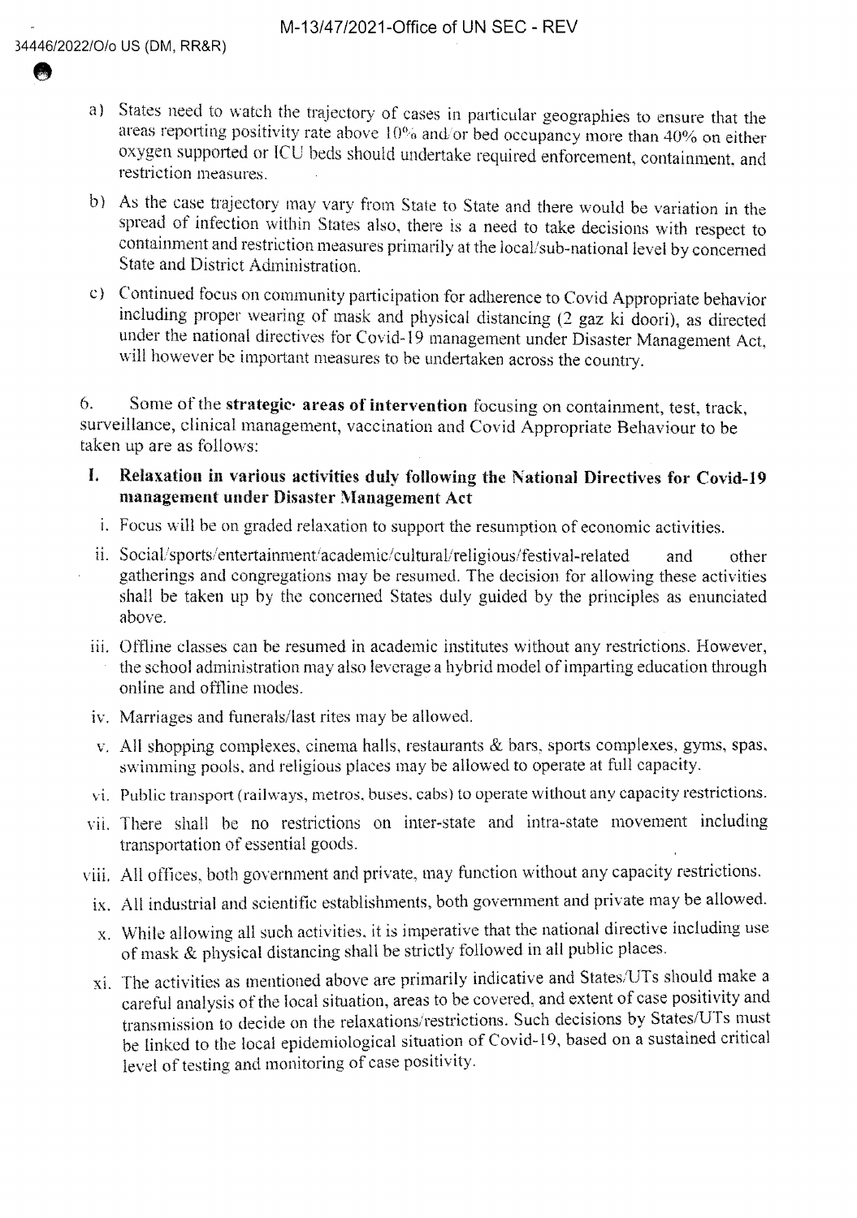a) States need to watch the trajectory of cases in particular geographies to ensure that the areas reporting positivity rate above 10% and/or bed occupancy more than 40% on either oxygen supported or ICU beds should undertake required enforcement, containment, and restriction measures.

b) As the case trajectory may vary from State to State and there would be variation in the spread of infection within States also, there is a need to take decisions with respect to containment and restriction measures primarily at the local/sub-national level by concerned State and District Administration.

c) Continued focus on community participation for adherence to Covid Appropriate behavior including proper wearing of mask and physical distancing (2 gaz ki doori), as directed under the national directives for Covid-19 management under Disaster Management Act, will however be important measures to be undertaken across the country.

6. Some of the **strategic areas of intervention** focusing on containment, test, track, surveillance, clinical management, vaccination and Covid Appropriate Behaviour to be taken up are as follows:

**I. Relaxation in various activities duly following the National Directives for Covid-19 management under Disaster Management Act**

i. Focus will be on graded relaxation to support the resumption of economic activities.

ii. Social/sports/entertainment/academic/cultural/religious/festival-related and other gatherings and congregations may be resumed. The decision for allowing these activities shall be taken up by the concerned States duly guided by the principles as enunciated above.

iii. Offline classes can be resumed in academic institutes without any restrictions. However, the school administration may also leverage a hybrid model of imparting education through online and offline modes.

iv. Marriages and funerals/last rites may be allowed.

v. All shopping complexes, cinema halls, restaurants & bars, sports complexes, gyms, spas, swimming pools, and religious places may be allowed to operate at full capacity.

vi. Public transport (railways, metros, buses, cabs) to operate without any capacity restrictions.

vii. There shall be no restrictions on inter-state and intra-state movement including transportation of essential goods.

viii. All offices, both government and private, may function without any capacity restrictions.

ix. All industrial and scientific establishments, both government and private may be allowed.

x. While allowing all such activities, it is imperative that the national directive including use of mask & physical distancing shall be strictly followed in all public places.

xi. The activities as mentioned above are primarily indicative and States/UTs should make a careful analysis of the local situation, areas to be covered, and extent of case positivity and transmission to decide on the relaxations/restrictions. Such decisions by States/UTs must be linked to the local epidemiological situation of Covid-19, based on a sustained critical level of testing and monitoring of case positivity.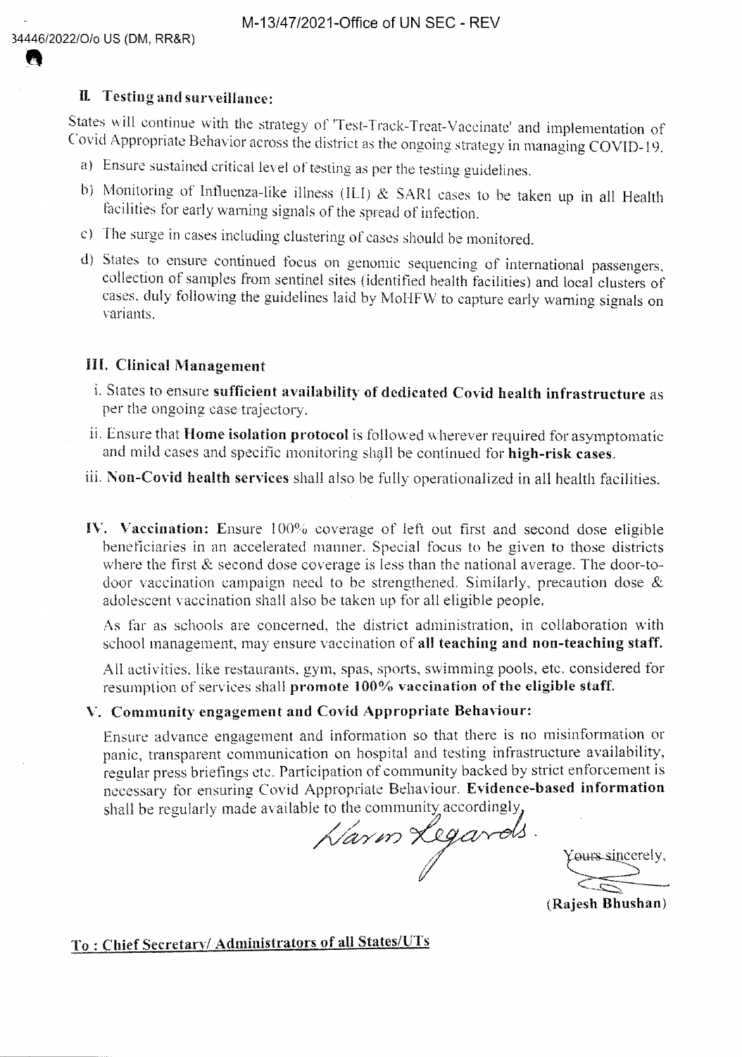## II. Testing and surveillance:

States will continue with the strategy of 'Test-Track-Treat-Vaccinate' and implementation of Covid Appropriate Behavior across the district as the ongoing strategy in managing COVID-19.

a) Ensure sustained critical level of testing as per the testing guidelines.

b) Monitoring of Influenza-like illness (ILI) & SARI cases to be taken up in all Health facilities for early warning signals of the spread of infection.

c) The surge in cases including clustering of cases should be monitored.

d) States to ensure continued focus on genomic sequencing of international passengers, collection of samples from sentinel sites (identified health facilities) and local clusters of cases, duly following the guidelines laid by MoHFW to capture early warning signals on variants.

## III. Clinical Management

i. States to ensure **sufficient availability of dedicated Covid health infrastructure** as per the ongoing case trajectory.

ii. Ensure that **Home isolation protocol** is followed wherever required for asymptomatic and mild cases and specific monitoring shall be continued for **high-risk cases**.

iii. **Non-Covid health services** shall also be fully operationalized in all health facilities.

**IV. Vaccination:** Ensure 100% coverage of left out first and second dose eligible beneficiaries in an accelerated manner. Special focus to be given to those districts where the first & second dose coverage is less than the national average. The door-to-door vaccination campaign need to be strengthened. Similarly, precaution dose & adolescent vaccination shall also be taken up for all eligible people.

As far as schools are concerned, the district administration, in collaboration with school management, may ensure vaccination of **all teaching and non-teaching staff.**

All activities, like restaurants, gym, spas, sports, swimming pools, etc. considered for resumption of services shall **promote 100% vaccination of the eligible staff.**

## V. Community engagement and Covid Appropriate Behaviour:

Ensure advance engagement and information so that there is no misinformation or panic, transparent communication on hospital and testing infrastructure availability, regular press briefings etc. Participation of community backed by strict enforcement is necessary for ensuring Covid Appropriate Behaviour. **Evidence-based information** shall be regularly made available to the community accordingly.

*Warm Regards.*

Yours sincerely,

**(Rajesh Bhushan)**

**To : Chief Secretary/ Administrators of all States/UTs**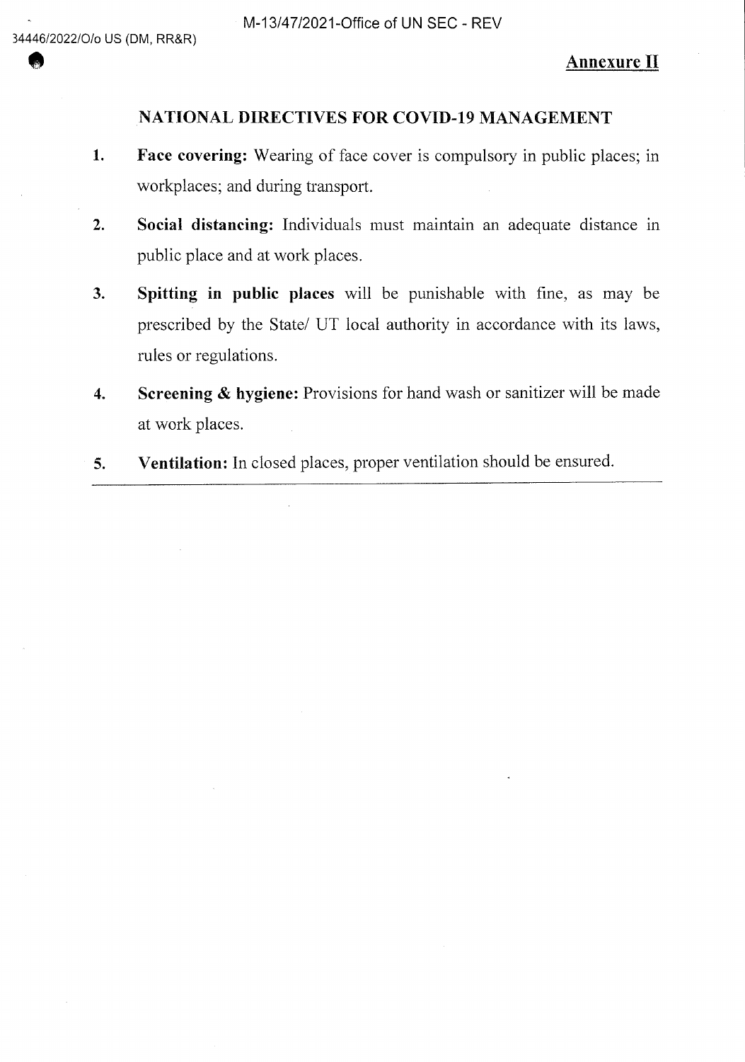**Annexure II**

## NATIONAL DIRECTIVES FOR COVID-19 MANAGEMENT

1. **Face covering:** Wearing of face cover is compulsory in public places; in workplaces; and during transport.
2. **Social distancing:** Individuals must maintain an adequate distance in public place and at work places.
3. **Spitting in public places** will be punishable with fine, as may be prescribed by the State/ UT local authority in accordance with its laws, rules or regulations.
4. **Screening & hygiene:** Provisions for hand wash or sanitizer will be made at work places.
5. **Ventilation:** In closed places, proper ventilation should be ensured.